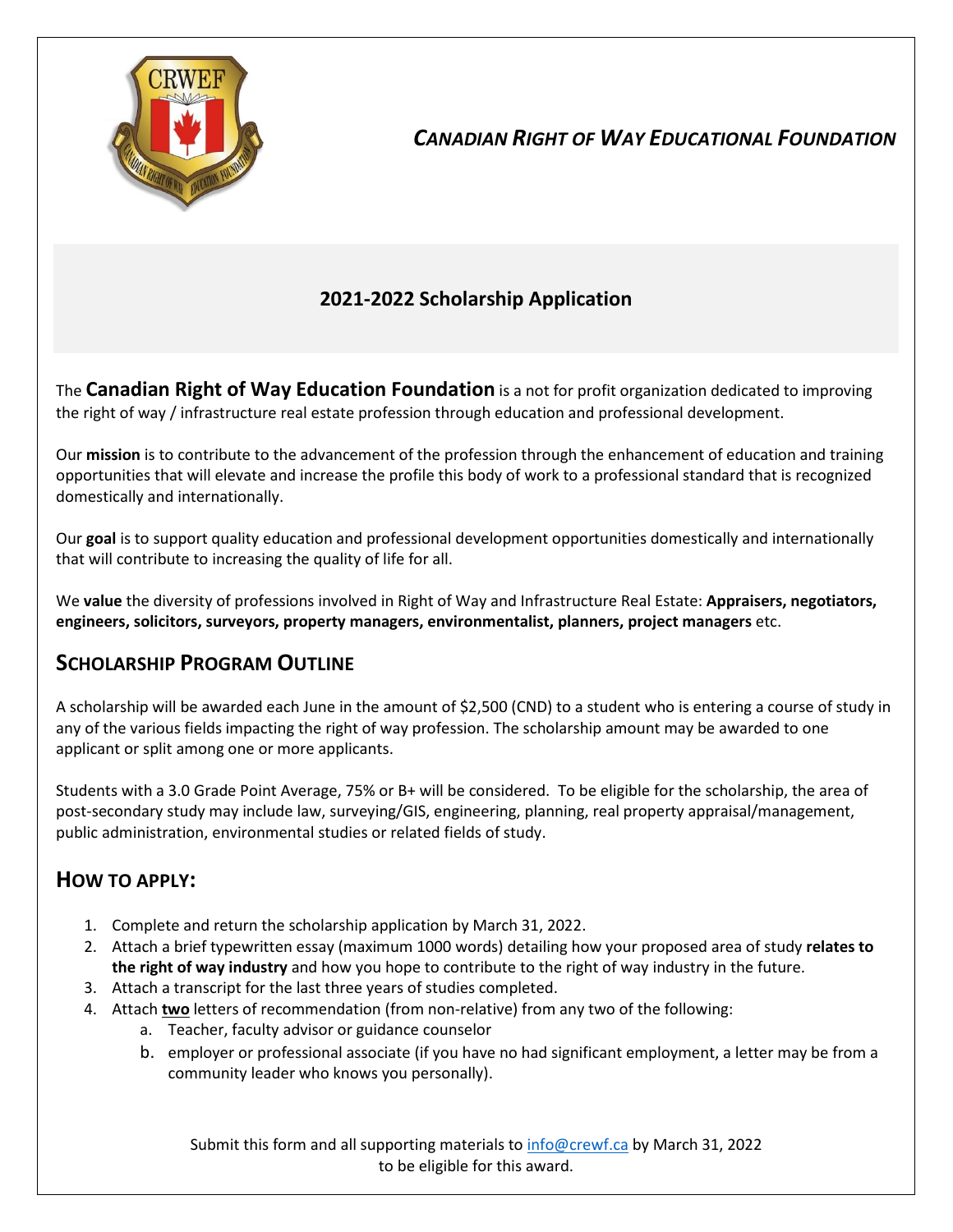# *CANADIAN RIGHT OF WAY EDUCATIONAL FOUNDATION*

## 2021-2022 Scholarship Application

The **Canadian Right of Way Education Foundation** is a not for profit organization dedicated to improving the right of way / infrastructure real estate profession through education and professional development.

Our **mission** is to contribute to the advancement of the profession through the enhancement of education and training opportunities that will elevate and increase the profile this body of work to a professional standard that is recognized domestically and internationally.

Our **goal** is to support quality education and professional development opportunities domestically and internationally that will contribute to increasing the quality of life for all.

We **value** the diversity of professions involved in Right of Way and Infrastructure Real Estate: **Appraisers, negotiators, engineers, solicitors, surveyors, property managers, environmentalist, planners, project managers** etc.

## SCHOLARSHIP PROGRAM OUTLINE

A scholarship will be awarded each June in the amount of $2,500 (CND) to a student who is entering a course of study in any of the various fields impacting the right of way profession. The scholarship amount may be awarded to one applicant or split among one or more applicants.

Students with a 3.0 Grade Point Average, 75% or B+ will be considered. To be eligible for the scholarship, the area of post-secondary study may include law, surveying/GIS, engineering, planning, real property appraisal/management, public administration, environmental studies or related fields of study.

## HOW TO APPLY:

1. Complete and return the scholarship application by March 31, 2022.
2. Attach a brief typewritten essay (maximum 1000 words) detailing how your proposed area of study **relates to the right of way industry** and how you hope to contribute to the right of way industry in the future.
3. Attach a transcript for the last three years of studies completed.
4. Attach **two** letters of recommendation (from non-relative) from any two of the following:
   a. Teacher, faculty advisor or guidance counselor
   b. employer or professional associate (if you have no had significant employment, a letter may be from a community leader who knows you personally).

Submit this form and all supporting materials to info@crewf.ca by March 31, 2022 to be eligible for this award.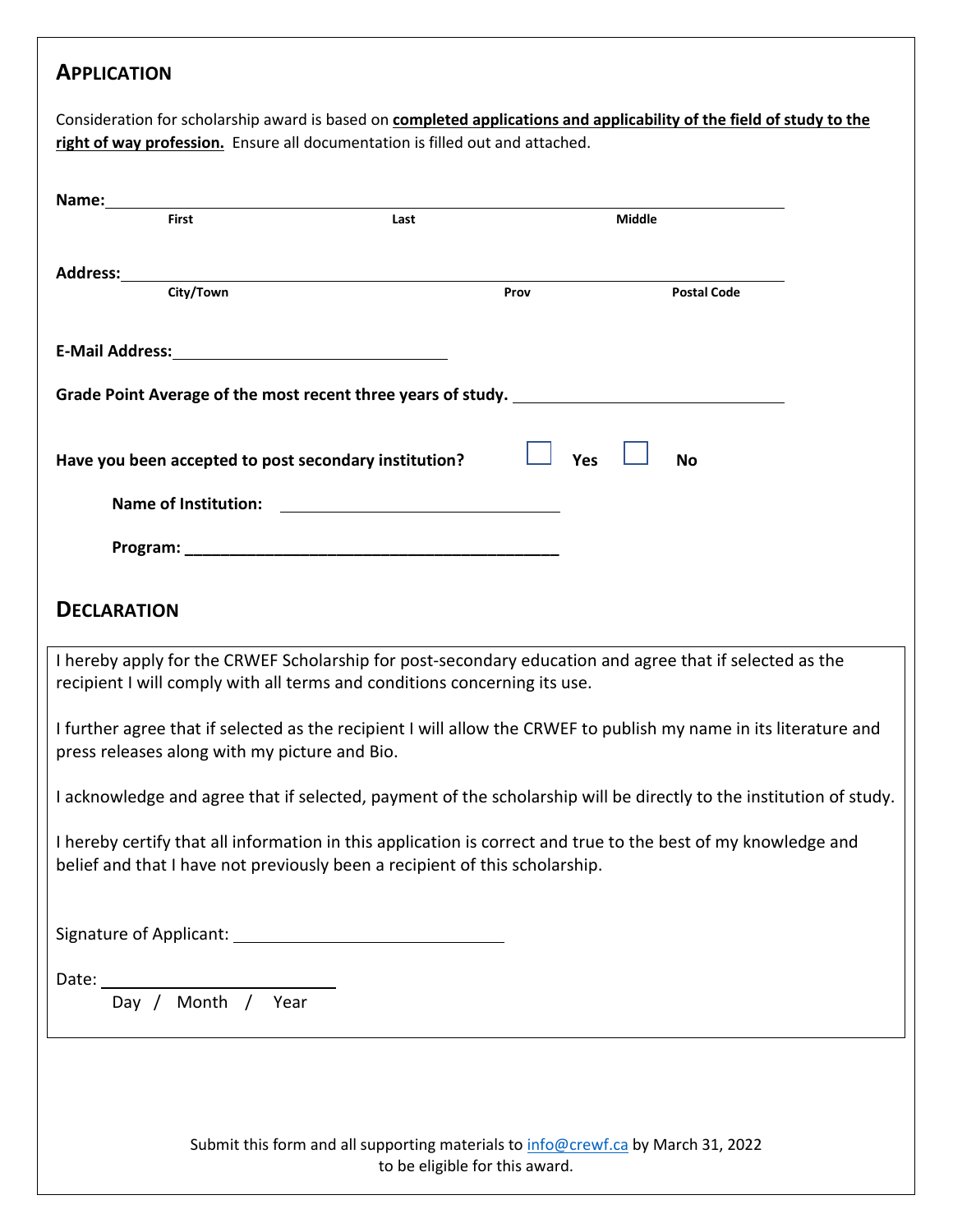## APPLICATION

Consideration for scholarship award is based on **completed applications and applicability of the field of study to the right of way profession.** Ensure all documentation is filled out and attached.

**Name:** ________________________________________________
First　　　　　　　　Last　　　　　　　　Middle

**Address:** ________________________________________________
City/Town　　　　　　　　Prov　　　　　　　　Postal Code

**E-Mail Address:** ____________________________

**Grade Point Average of the most recent three years of study.** ____________________________

**Have you been accepted to post secondary institution?** ☐ **Yes** ☐ **No**

**Name of Institution:** ____________________________

**Program:** ________________________________________

## DECLARATION

I hereby apply for the CRWEF Scholarship for post-secondary education and agree that if selected as the recipient I will comply with all terms and conditions concerning its use.

I further agree that if selected as the recipient I will allow the CRWEF to publish my name in its literature and press releases along with my picture and Bio.

I acknowledge and agree that if selected, payment of the scholarship will be directly to the institution of study.

I hereby certify that all information in this application is correct and true to the best of my knowledge and belief and that I have not previously been a recipient of this scholarship.

Signature of Applicant: ____________________________

Date: ________________________
Day / Month / Year

Submit this form and all supporting materials to [info@crewf.ca](mailto:info@crewf.ca) by March 31, 2022 to be eligible for this award.